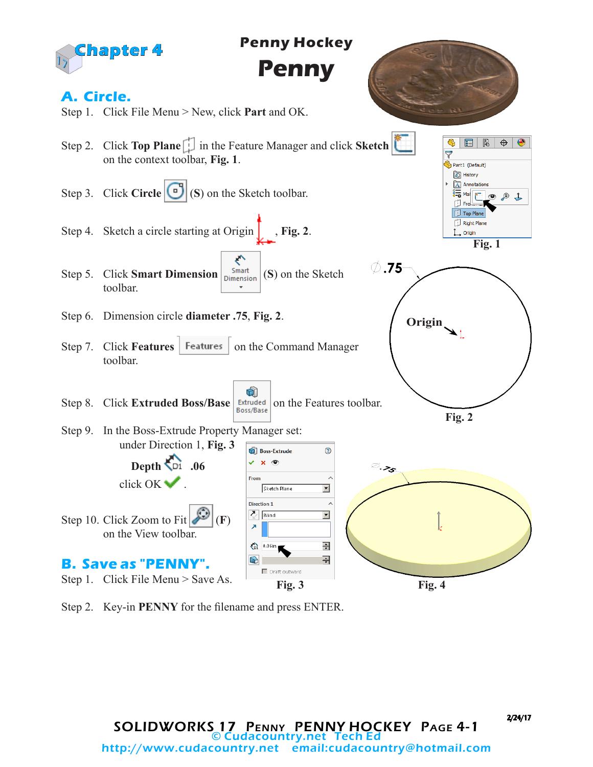# Chapter 4

## Penny Hockey

# Penny

## A. Circle.

Step 1. Click File Menu > New, click **Part** and OK.

Step 2. Click **Top Plane** in the Feature Manager and click **Sketch** on the context toolbar, **Fig. 1**.

Step 3. Click **Circle** (**S**) on the Sketch toolbar.

Step 4. Sketch a circle starting at Origin, **Fig. 2**.

Step 5. Click **Smart Dimension** (**S**) on the Sketch toolbar.

Step 6. Dimension circle **diameter .75**, **Fig. 2**.

Step 7. Click **Features** on the Command Manager toolbar.

Step 8. Click **Extruded Boss/Base** on the Features toolbar.

Step 9. In the Boss-Extrude Property Manager set:
under Direction 1, **Fig. 3**

**Depth** **.06**

click OK.

Step 10. Click Zoom to Fit (**F**) on the View toolbar.

**Fig. 1**

**Fig. 2**

**Fig. 3**

**Fig. 4**

## B. Save as "PENNY".

Step 1. Click File Menu > Save As.

Step 2. Key-in **PENNY** for the filename and press ENTER.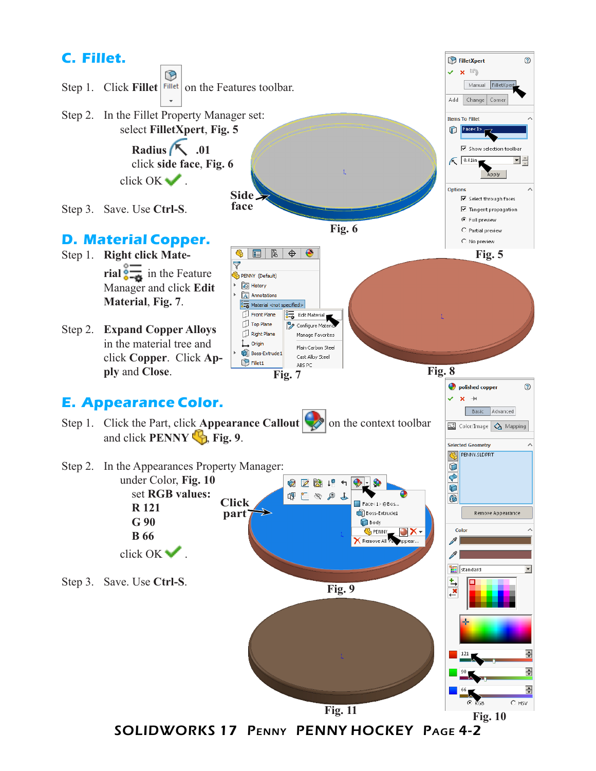## C. Fillet.

Step 1. Click **Fillet** on the Features toolbar.

Step 2. In the Fillet Property Manager set:
select **FilletXpert**, **Fig. 5**

**Radius** **.01**
click **side face**, **Fig. 6**

click OK .

Step 3. Save. Use **Ctrl-S**.

Side face

Fig. 6

Fig. 5

## D. Material Copper.

Step 1. **Right click Material** in the Feature Manager and click **Edit Material**, **Fig. 7**.

Step 2. **Expand Copper Alloys** in the material tree and click **Copper**. Click **Apply** and **Close**.

Fig. 7

Fig. 8

## E. Appearance Color.

Step 1. Click the Part, click **Appearance Callout** on the context toolbar and click **PENNY** , **Fig. 9**.

Step 2. In the Appearances Property Manager:
under Color, **Fig. 10**
set **RGB values:**
**R 121**
**G 90**
**B 66**
click OK .

Step 3. Save. Use **Ctrl-S**.

Click part

Fig. 9

Fig. 11

Fig. 10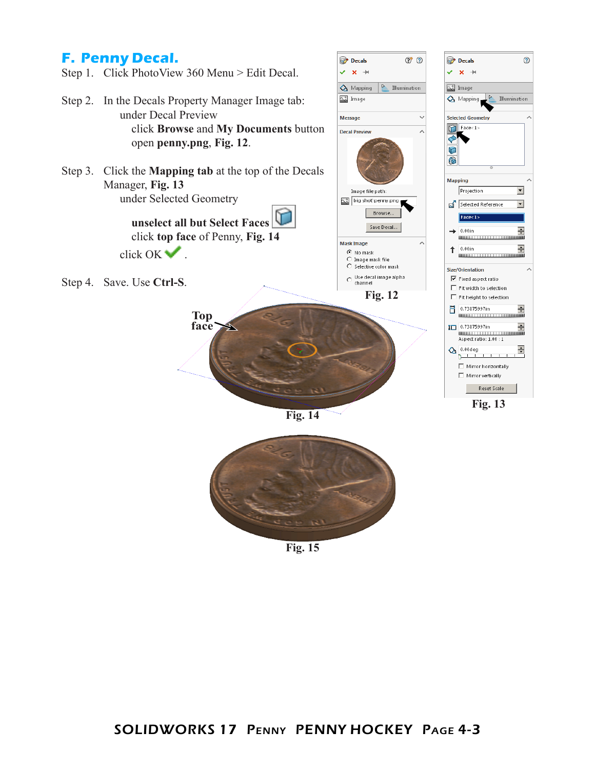## F. Penny Decal.

Step 1. Click PhotoView 360 Menu > Edit Decal.

Step 2. In the Decals Property Manager Image tab:
under Decal Preview
click **Browse** and **My Documents** button
open **penny.png**, **Fig. 12**.

Step 3. Click the **Mapping tab** at the top of the Decals Manager, **Fig. 13**
under Selected Geometry

**unselect all but Select Faces**
click **top face** of Penny, **Fig. 14**

click OK ✔.

Step 4. Save. Use **Ctrl-S**.

Top face

Fig. 14

Fig. 15

Fig. 12

Fig. 13